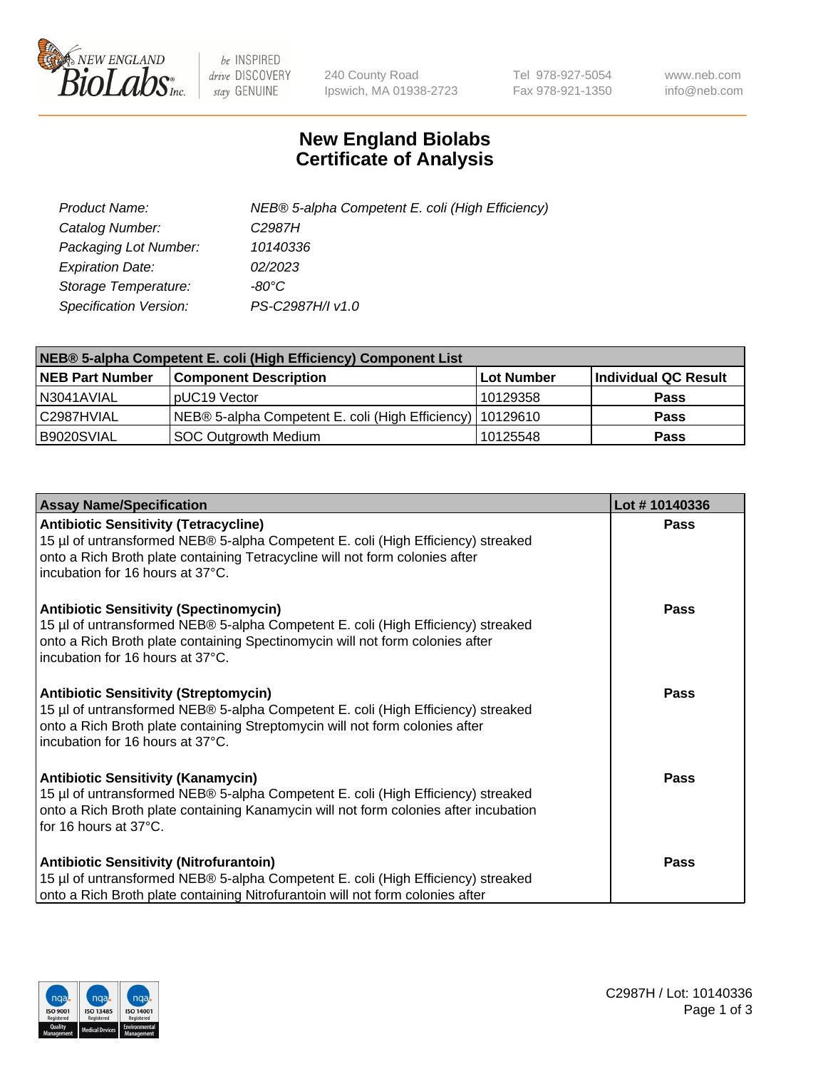# New England Biolabs
# Certificate of Analysis

| | |
|---|---|
| *Product Name:* | *NEB® 5-alpha Competent E. coli (High Efficiency)* |
| *Catalog Number:* | *C2987H* |
| *Packaging Lot Number:* | *10140336* |
| *Expiration Date:* | *02/2023* |
| *Storage Temperature:* | *-80°C* |
| *Specification Version:* | *PS-C2987H/I v1.0* |

| NEB® 5-alpha Competent E. coli (High Efficiency) Component List | | | |
|---|---|---|---|
| **NEB Part Number** | **Component Description** | **Lot Number** | **Individual QC Result** |
| N3041AVIAL | pUC19 Vector | 10129358 | **Pass** |
| C2987HVIAL | NEB® 5-alpha Competent E. coli (High Efficiency) | 10129610 | **Pass** |
| B9020SVIAL | SOC Outgrowth Medium | 10125548 | **Pass** |

| Assay Name/Specification | Lot # 10140336 |
|---|---|
| **Antibiotic Sensitivity (Tetracycline)** 15 µl of untransformed NEB® 5-alpha Competent E. coli (High Efficiency) streaked onto a Rich Broth plate containing Tetracycline will not form colonies after incubation for 16 hours at 37°C. | **Pass** |
| **Antibiotic Sensitivity (Spectinomycin)** 15 µl of untransformed NEB® 5-alpha Competent E. coli (High Efficiency) streaked onto a Rich Broth plate containing Spectinomycin will not form colonies after incubation for 16 hours at 37°C. | **Pass** |
| **Antibiotic Sensitivity (Streptomycin)** 15 µl of untransformed NEB® 5-alpha Competent E. coli (High Efficiency) streaked onto a Rich Broth plate containing Streptomycin will not form colonies after incubation for 16 hours at 37°C. | **Pass** |
| **Antibiotic Sensitivity (Kanamycin)** 15 µl of untransformed NEB® 5-alpha Competent E. coli (High Efficiency) streaked onto a Rich Broth plate containing Kanamycin will not form colonies after incubation for 16 hours at 37°C. | **Pass** |
| **Antibiotic Sensitivity (Nitrofurantoin)** 15 µl of untransformed NEB® 5-alpha Competent E. coli (High Efficiency) streaked onto a Rich Broth plate containing Nitrofurantoin will not form colonies after | **Pass** |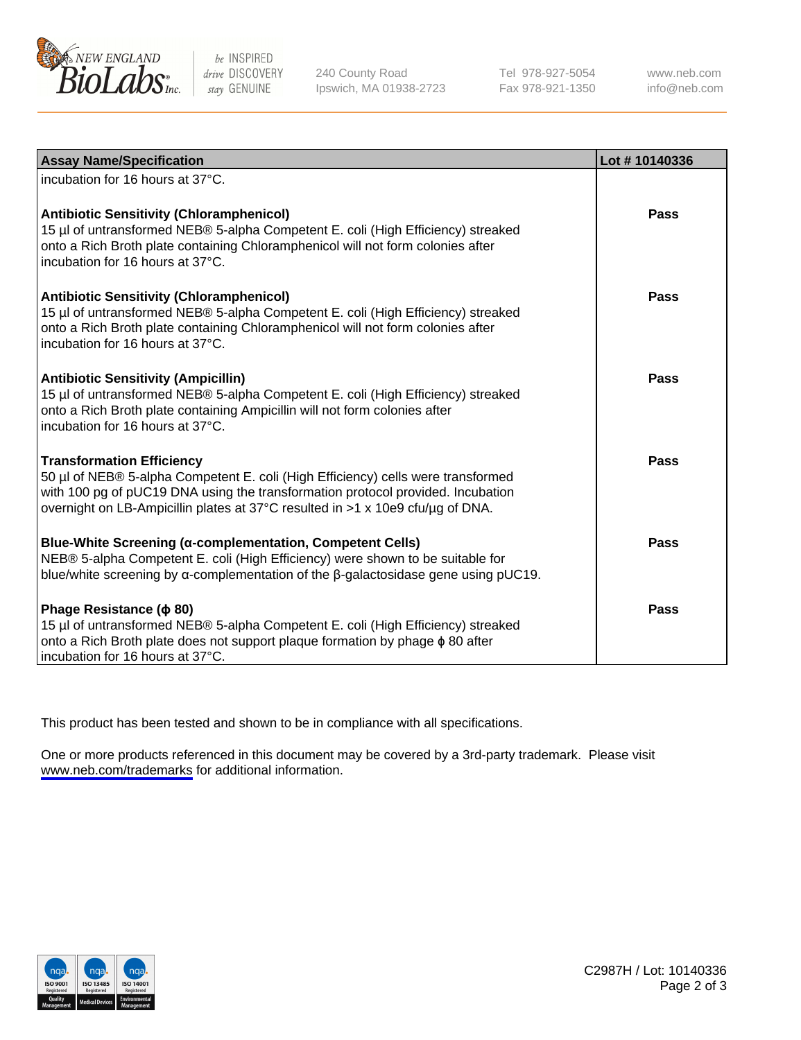| Assay Name/Specification | Lot # 10140336 |
|---|---|
| incubation for 16 hours at 37°C. | |
| **Antibiotic Sensitivity (Chloramphenicol)**<br>15 µl of untransformed NEB® 5-alpha Competent E. coli (High Efficiency) streaked onto a Rich Broth plate containing Chloramphenicol will not form colonies after incubation for 16 hours at 37°C. | **Pass** |
| **Antibiotic Sensitivity (Chloramphenicol)**<br>15 µl of untransformed NEB® 5-alpha Competent E. coli (High Efficiency) streaked onto a Rich Broth plate containing Chloramphenicol will not form colonies after incubation for 16 hours at 37°C. | **Pass** |
| **Antibiotic Sensitivity (Ampicillin)**<br>15 µl of untransformed NEB® 5-alpha Competent E. coli (High Efficiency) streaked onto a Rich Broth plate containing Ampicillin will not form colonies after incubation for 16 hours at 37°C. | **Pass** |
| **Transformation Efficiency**<br>50 µl of NEB® 5-alpha Competent E. coli (High Efficiency) cells were transformed with 100 pg of pUC19 DNA using the transformation protocol provided. Incubation overnight on LB-Ampicillin plates at 37°C resulted in >1 x 10e9 cfu/µg of DNA. | **Pass** |
| **Blue-White Screening (α-complementation, Competent Cells)**<br>NEB® 5-alpha Competent E. coli (High Efficiency) were shown to be suitable for blue/white screening by α-complementation of the β-galactosidase gene using pUC19. | **Pass** |
| **Phage Resistance (ϕ 80)**<br>15 µl of untransformed NEB® 5-alpha Competent E. coli (High Efficiency) streaked onto a Rich Broth plate does not support plaque formation by phage ϕ 80 after incubation for 16 hours at 37°C. | **Pass** |

This product has been tested and shown to be in compliance with all specifications.

One or more products referenced in this document may be covered by a 3rd-party trademark. Please visit www.neb.com/trademarks for additional information.

C2987H / Lot: 10140336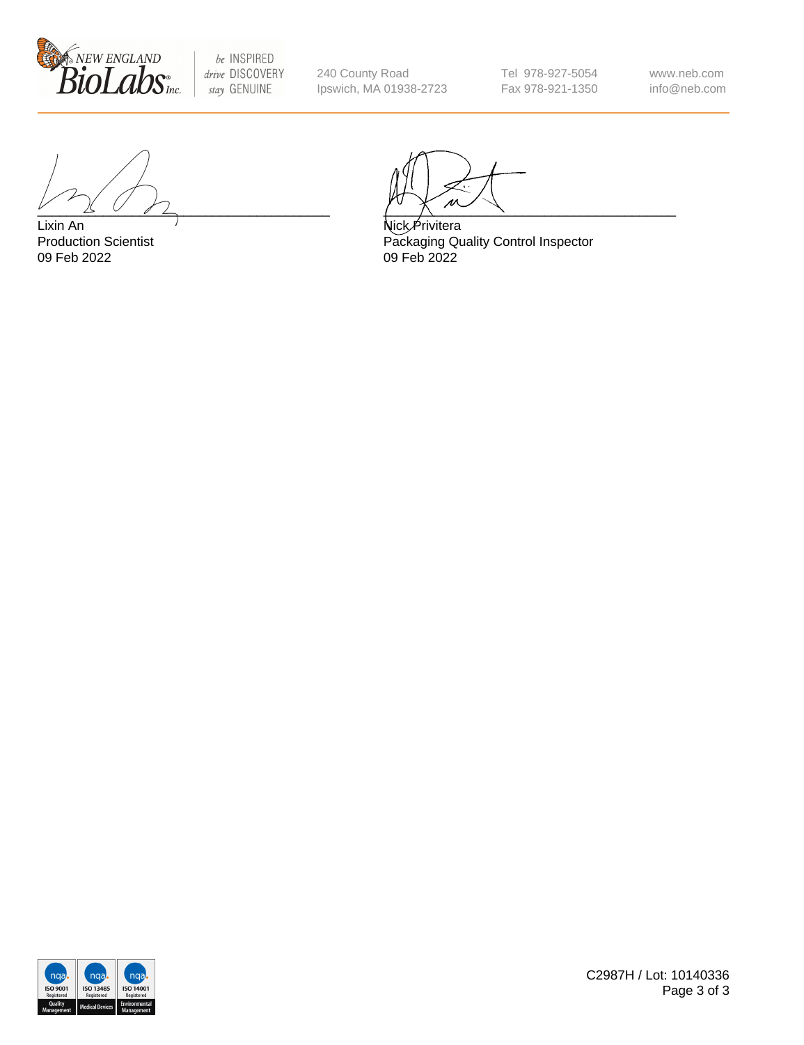Lixin An
Production Scientist
09 Feb 2022

Nick Privitera
Packaging Quality Control Inspector
09 Feb 2022